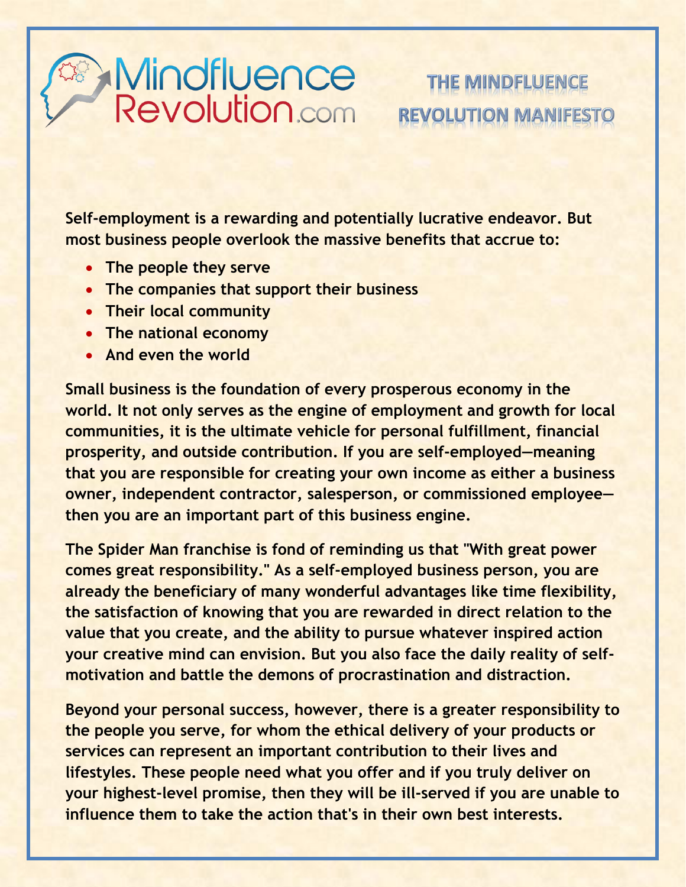# THE MINDFLUENCE REVOLUTION MANIFESTO

Self-employment is a rewarding and potentially lucrative endeavor. But most business people overlook the massive benefits that accrue to:

- The people they serve
- The companies that support their business
- Their local community
- The national economy
- And even the world

Small business is the foundation of every prosperous economy in the world. It not only serves as the engine of employment and growth for local communities, it is the ultimate vehicle for personal fulfillment, financial prosperity, and outside contribution. If you are self-employed—meaning that you are responsible for creating your own income as either a business owner, independent contractor, salesperson, or commissioned employee—then you are an important part of this business engine.

The Spider Man franchise is fond of reminding us that "With great power comes great responsibility." As a self-employed business person, you are already the beneficiary of many wonderful advantages like time flexibility, the satisfaction of knowing that you are rewarded in direct relation to the value that you create, and the ability to pursue whatever inspired action your creative mind can envision. But you also face the daily reality of self-motivation and battle the demons of procrastination and distraction.

Beyond your personal success, however, there is a greater responsibility to the people you serve, for whom the ethical delivery of your products or services can represent an important contribution to their lives and lifestyles. These people need what you offer and if you truly deliver on your highest-level promise, then they will be ill-served if you are unable to influence them to take the action that's in their own best interests.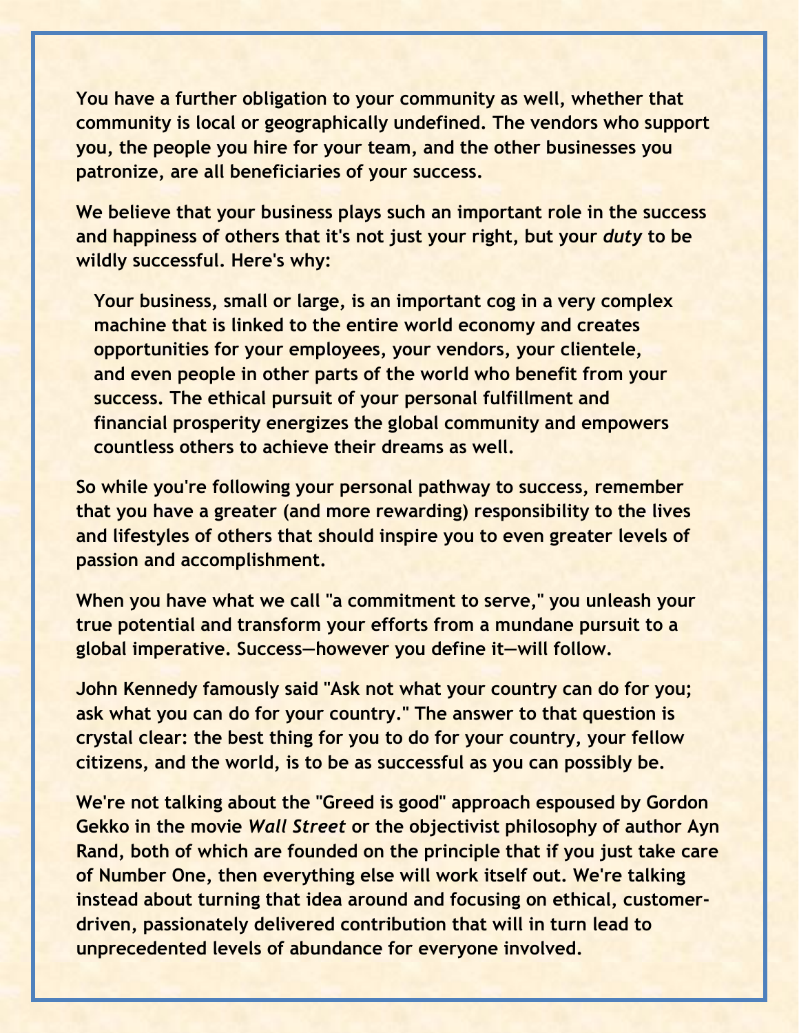You have a further obligation to your community as well, whether that community is local or geographically undefined. The vendors who support you, the people you hire for your team, and the other businesses you patronize, are all beneficiaries of your success.

We believe that your business plays such an important role in the success and happiness of others that it's not just your right, but your *duty* to be wildly successful. Here's why:

> Your business, small or large, is an important cog in a very complex machine that is linked to the entire world economy and creates opportunities for your employees, your vendors, your clientele, and even people in other parts of the world who benefit from your success. The ethical pursuit of your personal fulfillment and financial prosperity energizes the global community and empowers countless others to achieve their dreams as well.

So while you're following your personal pathway to success, remember that you have a greater (and more rewarding) responsibility to the lives and lifestyles of others that should inspire you to even greater levels of passion and accomplishment.

When you have what we call "a commitment to serve," you unleash your true potential and transform your efforts from a mundane pursuit to a global imperative. Success—however you define it—will follow.

John Kennedy famously said "Ask not what your country can do for you; ask what you can do for your country." The answer to that question is crystal clear: the best thing for you to do for your country, your fellow citizens, and the world, is to be as successful as you can possibly be.

We're not talking about the "Greed is good" approach espoused by Gordon Gekko in the movie *Wall Street* or the objectivist philosophy of author Ayn Rand, both of which are founded on the principle that if you just take care of Number One, then everything else will work itself out. We're talking instead about turning that idea around and focusing on ethical, customer-driven, passionately delivered contribution that will in turn lead to unprecedented levels of abundance for everyone involved.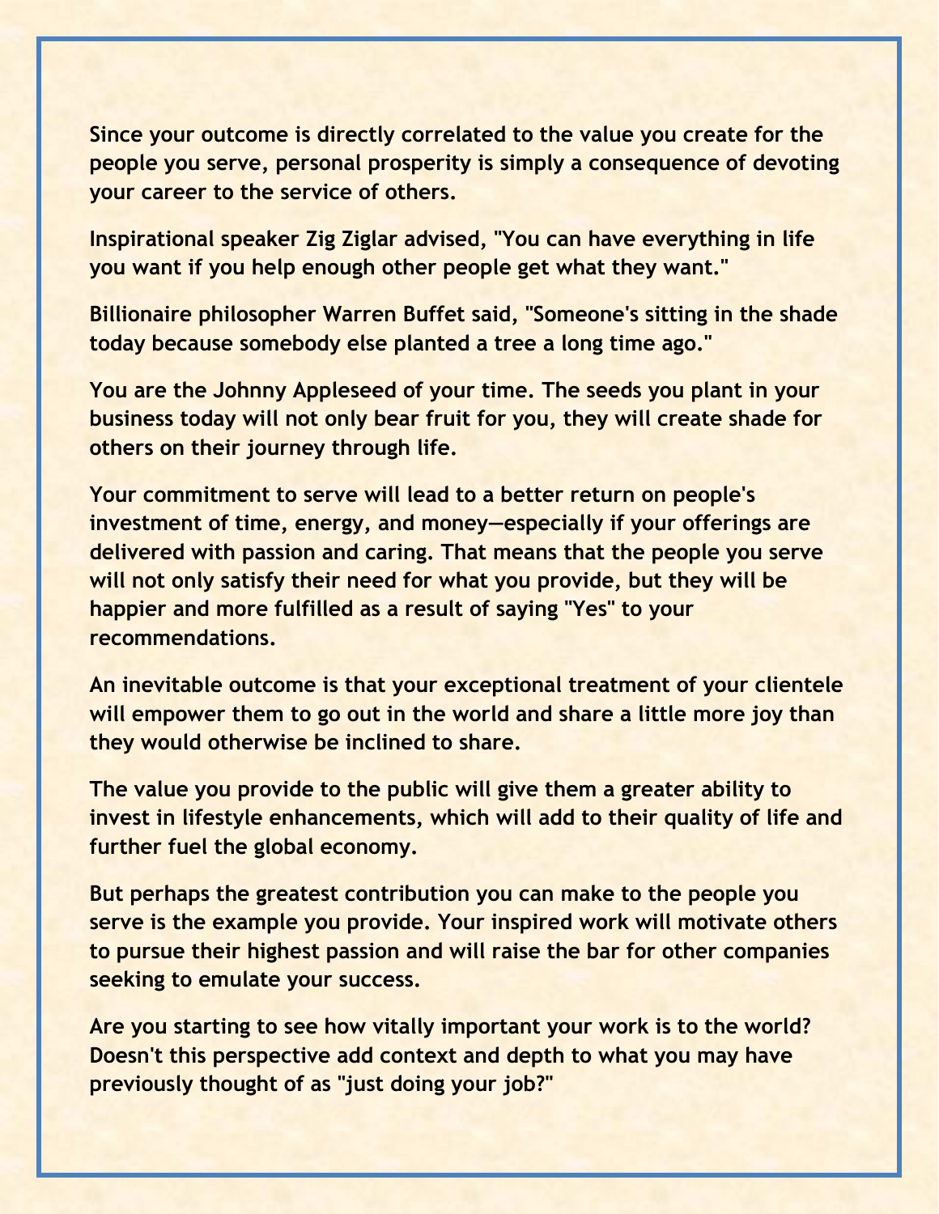Since your outcome is directly correlated to the value you create for the people you serve, personal prosperity is simply a consequence of devoting your career to the service of others.

Inspirational speaker Zig Ziglar advised, "You can have everything in life you want if you help enough other people get what they want."

Billionaire philosopher Warren Buffet said, "Someone's sitting in the shade today because somebody else planted a tree a long time ago."

You are the Johnny Appleseed of your time. The seeds you plant in your business today will not only bear fruit for you, they will create shade for others on their journey through life.

Your commitment to serve will lead to a better return on people's investment of time, energy, and money—especially if your offerings are delivered with passion and caring. That means that the people you serve will not only satisfy their need for what you provide, but they will be happier and more fulfilled as a result of saying "Yes" to your recommendations.

An inevitable outcome is that your exceptional treatment of your clientele will empower them to go out in the world and share a little more joy than they would otherwise be inclined to share.

The value you provide to the public will give them a greater ability to invest in lifestyle enhancements, which will add to their quality of life and further fuel the global economy.

But perhaps the greatest contribution you can make to the people you serve is the example you provide. Your inspired work will motivate others to pursue their highest passion and will raise the bar for other companies seeking to emulate your success.

Are you starting to see how vitally important your work is to the world? Doesn't this perspective add context and depth to what you may have previously thought of as "just doing your job?"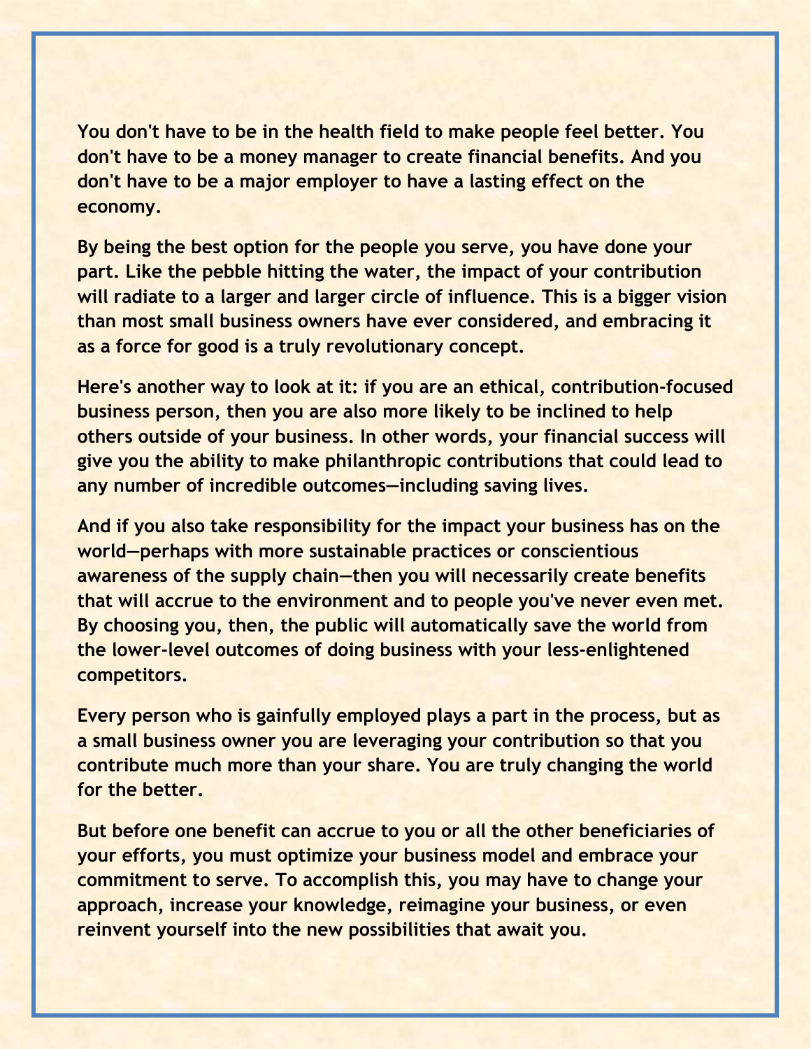You don't have to be in the health field to make people feel better. You don't have to be a money manager to create financial benefits. And you don't have to be a major employer to have a lasting effect on the economy.

By being the best option for the people you serve, you have done your part. Like the pebble hitting the water, the impact of your contribution will radiate to a larger and larger circle of influence. This is a bigger vision than most small business owners have ever considered, and embracing it as a force for good is a truly revolutionary concept.

Here's another way to look at it: if you are an ethical, contribution-focused business person, then you are also more likely to be inclined to help others outside of your business. In other words, your financial success will give you the ability to make philanthropic contributions that could lead to any number of incredible outcomes—including saving lives.

And if you also take responsibility for the impact your business has on the world—perhaps with more sustainable practices or conscientious awareness of the supply chain—then you will necessarily create benefits that will accrue to the environment and to people you've never even met. By choosing you, then, the public will automatically save the world from the lower-level outcomes of doing business with your less-enlightened competitors.

Every person who is gainfully employed plays a part in the process, but as a small business owner you are leveraging your contribution so that you contribute much more than your share. You are truly changing the world for the better.

But before one benefit can accrue to you or all the other beneficiaries of your efforts, you must optimize your business model and embrace your commitment to serve. To accomplish this, you may have to change your approach, increase your knowledge, reimagine your business, or even reinvent yourself into the new possibilities that await you.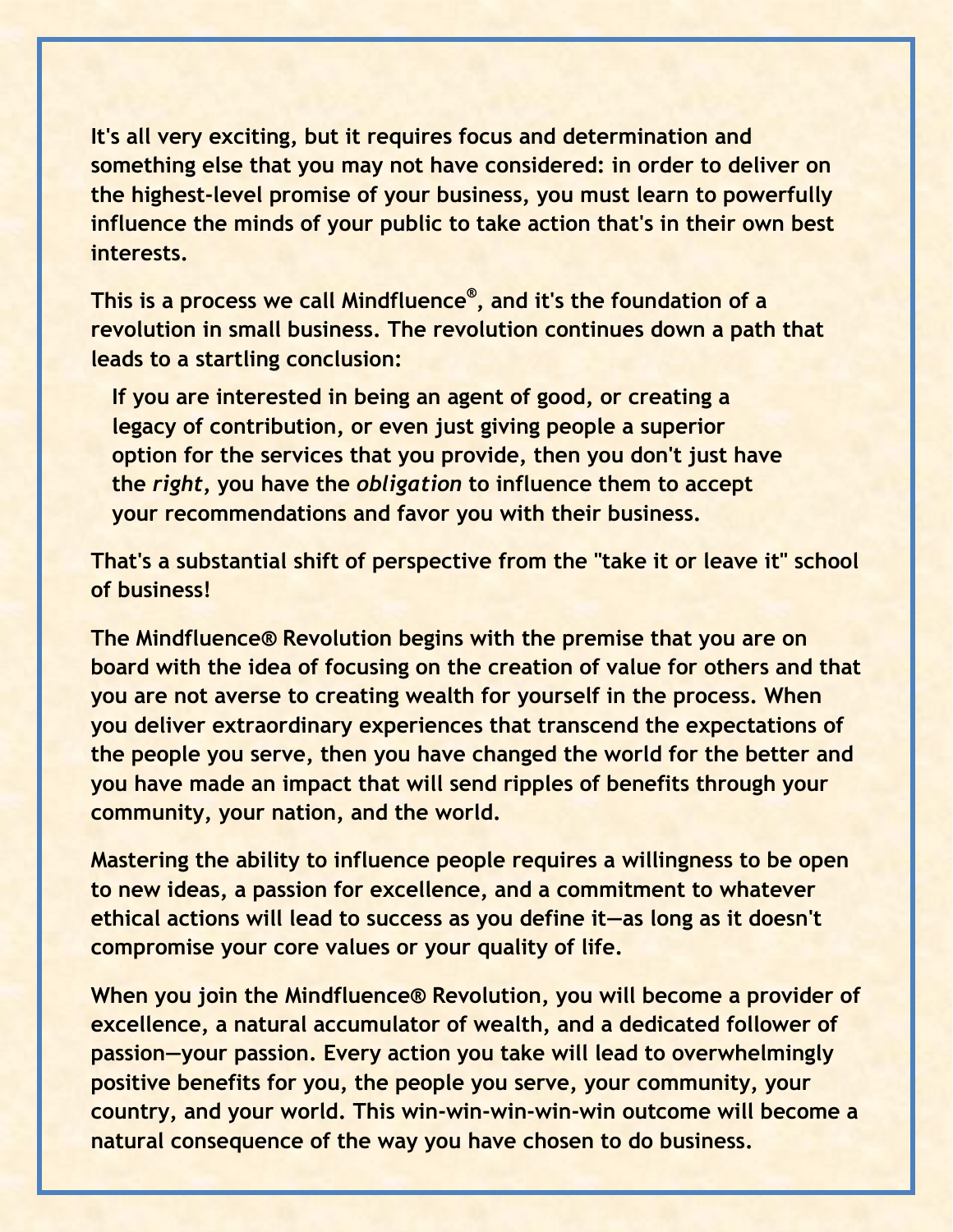It's all very exciting, but it requires focus and determination and something else that you may not have considered: in order to deliver on the highest-level promise of your business, you must learn to powerfully influence the minds of your public to take action that's in their own best interests.

This is a process we call Mindfluence®, and it's the foundation of a revolution in small business. The revolution continues down a path that leads to a startling conclusion:

> If you are interested in being an agent of good, or creating a legacy of contribution, or even just giving people a superior option for the services that you provide, then you don't just have the *right*, you have the *obligation* to influence them to accept your recommendations and favor you with their business.

That's a substantial shift of perspective from the "take it or leave it" school of business!

The Mindfluence® Revolution begins with the premise that you are on board with the idea of focusing on the creation of value for others and that you are not averse to creating wealth for yourself in the process. When you deliver extraordinary experiences that transcend the expectations of the people you serve, then you have changed the world for the better and you have made an impact that will send ripples of benefits through your community, your nation, and the world.

Mastering the ability to influence people requires a willingness to be open to new ideas, a passion for excellence, and a commitment to whatever ethical actions will lead to success as you define it—as long as it doesn't compromise your core values or your quality of life.

When you join the Mindfluence® Revolution, you will become a provider of excellence, a natural accumulator of wealth, and a dedicated follower of passion—your passion. Every action you take will lead to overwhelmingly positive benefits for you, the people you serve, your community, your country, and your world. This win-win-win-win-win outcome will become a natural consequence of the way you have chosen to do business.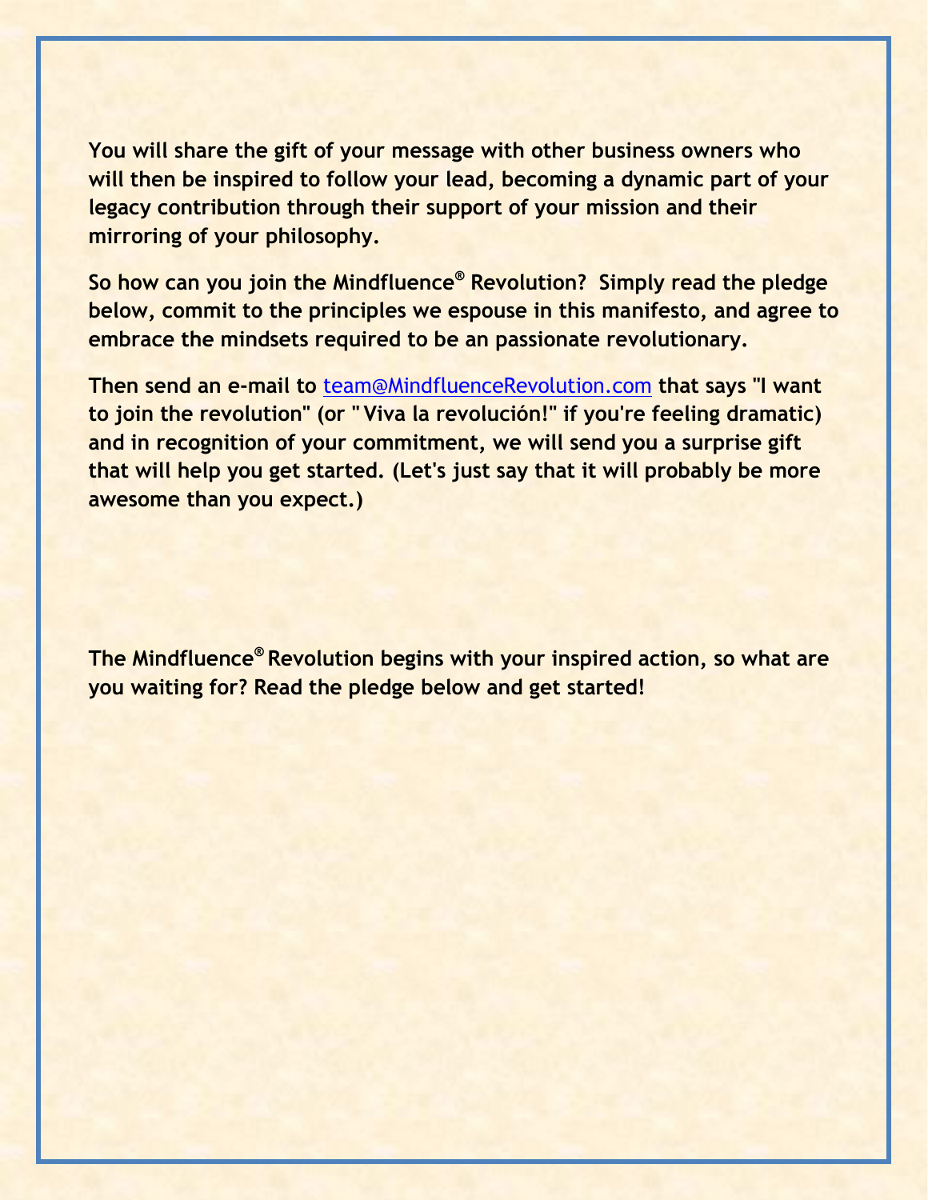**You will share the gift of your message with other business owners who will then be inspired to follow your lead, becoming a dynamic part of your legacy contribution through their support of your mission and their mirroring of your philosophy.**

**So how can you join the Mindfluence® Revolution? Simply read the pledge below, commit to the principles we espouse in this manifesto, and agree to embrace the mindsets required to be an passionate revolutionary.**

**Then send an e-mail to [team@MindfluenceRevolution.com](mailto:team@MindfluenceRevolution.com) that says "I want to join the revolution" (or "Viva la revolución!" if you're feeling dramatic) and in recognition of your commitment, we will send you a surprise gift that will help you get started. (Let's just say that it will probably be more awesome than you expect.)**

**The Mindfluence® Revolution begins with your inspired action, so what are you waiting for? Read the pledge below and get started!**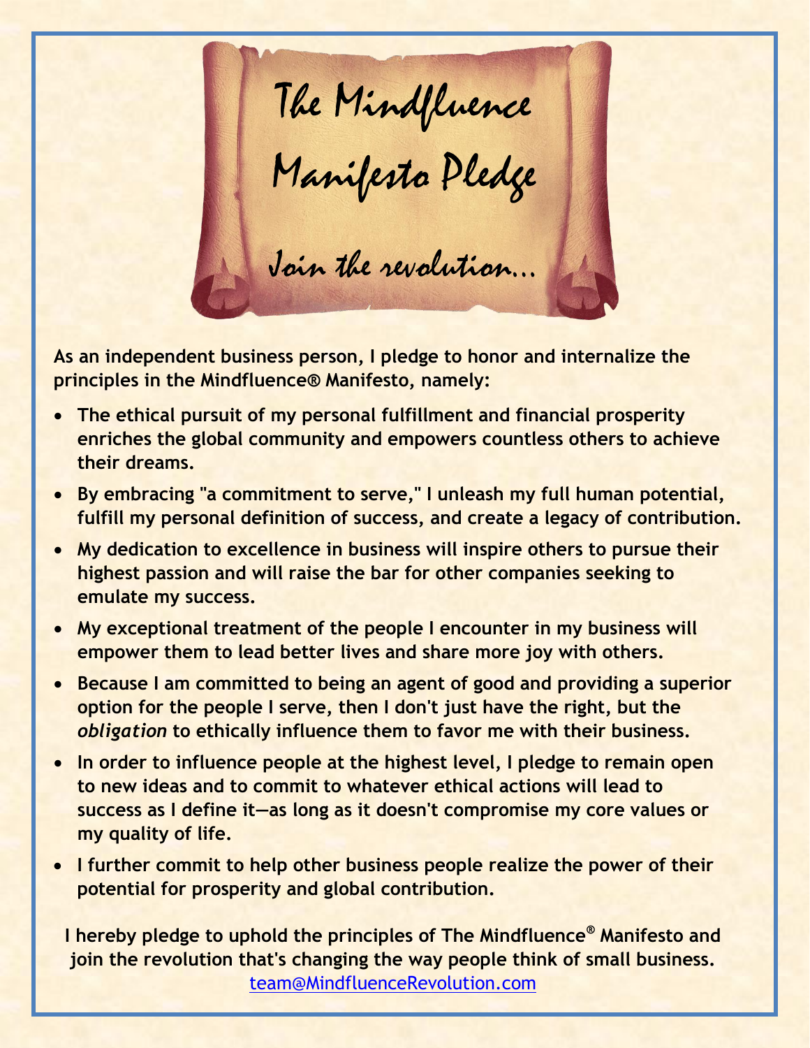# The Mindfluence Manifesto Pledge

*Join the revolution...*

**As an independent business person, I pledge to honor and internalize the principles in the Mindfluence® Manifesto, namely:**

- **The ethical pursuit of my personal fulfillment and financial prosperity enriches the global community and empowers countless others to achieve their dreams.**
- **By embracing "a commitment to serve," I unleash my full human potential, fulfill my personal definition of success, and create a legacy of contribution.**
- **My dedication to excellence in business will inspire others to pursue their highest passion and will raise the bar for other companies seeking to emulate my success.**
- **My exceptional treatment of the people I encounter in my business will empower them to lead better lives and share more joy with others.**
- **Because I am committed to being an agent of good and providing a superior option for the people I serve, then I don't just have the right, but the *obligation* to ethically influence them to favor me with their business.**
- **In order to influence people at the highest level, I pledge to remain open to new ideas and to commit to whatever ethical actions will lead to success as I define it—as long as it doesn't compromise my core values or my quality of life.**
- **I further commit to help other business people realize the power of their potential for prosperity and global contribution.**

**I hereby pledge to uphold the principles of The Mindfluence® Manifesto and join the revolution that's changing the way people think of small business.**

team@MindfluenceRevolution.com